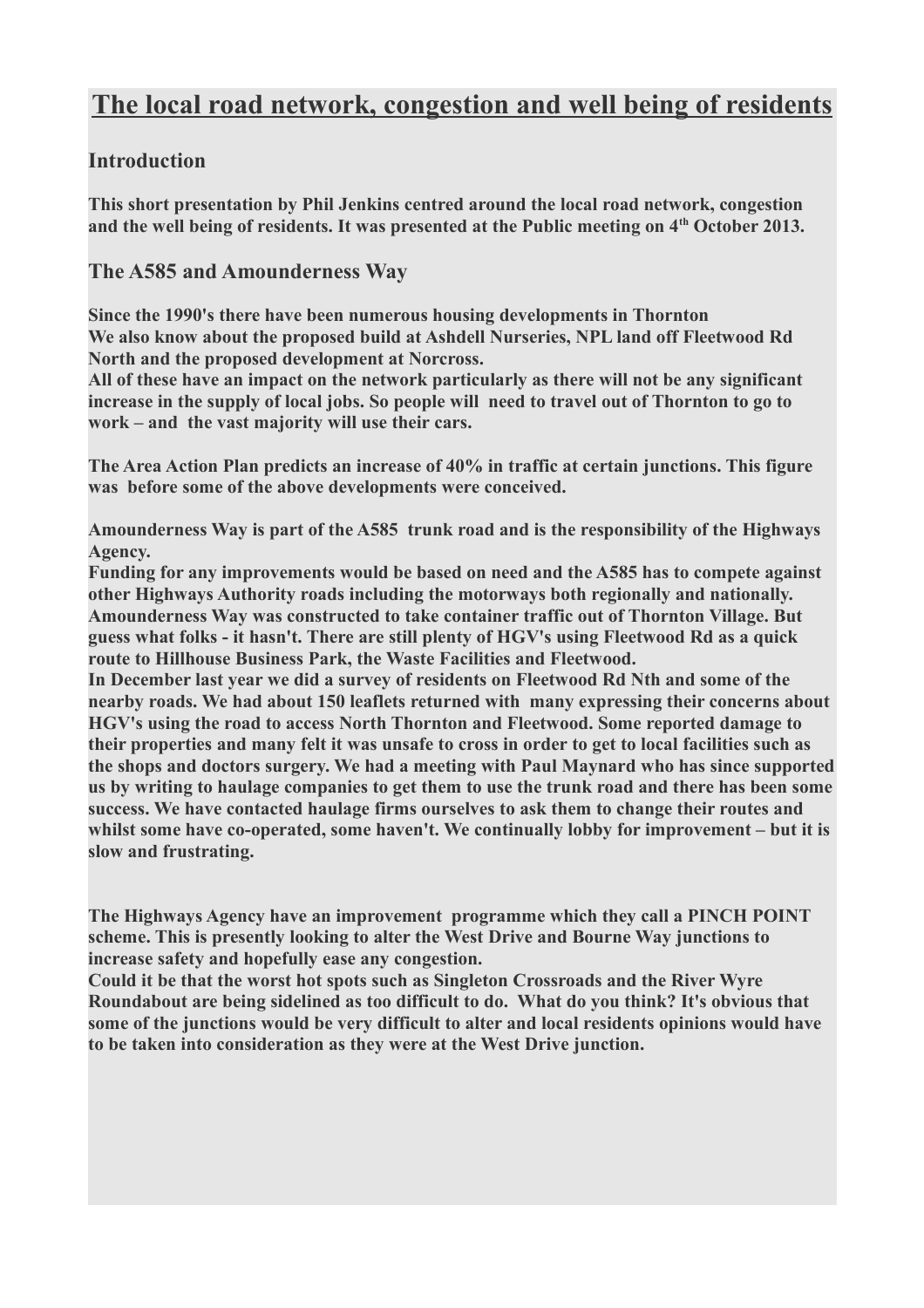# The local road network, congestion and well being of residents

## Introduction

**This short presentation by Phil Jenkins centred around the local road network, congestion and the well being of residents. It was presented at the Public meeting on 4th October 2013.**

## The A585 and Amounderness Way

**Since the 1990's there have been numerous housing developments in Thornton
We also know about the proposed build at Ashdell Nurseries, NPL land off Fleetwood Rd North and the proposed development at Norcross.
All of these have an impact on the network particularly as there will not be any significant increase in the supply of local jobs. So people will need to travel out of Thornton to go to work – and the vast majority will use their cars.**

**The Area Action Plan predicts an increase of 40% in traffic at certain junctions. This figure was before some of the above developments were conceived.**

**Amounderness Way is part of the A585 trunk road and is the responsibility of the Highways Agency.
Funding for any improvements would be based on need and the A585 has to compete against other Highways Authority roads including the motorways both regionally and nationally.
Amounderness Way was constructed to take container traffic out of Thornton Village. But guess what folks - it hasn't. There are still plenty of HGV's using Fleetwood Rd as a quick route to Hillhouse Business Park, the Waste Facilities and Fleetwood.
In December last year we did a survey of residents on Fleetwood Rd Nth and some of the nearby roads. We had about 150 leaflets returned with many expressing their concerns about HGV's using the road to access North Thornton and Fleetwood. Some reported damage to their properties and many felt it was unsafe to cross in order to get to local facilities such as the shops and doctors surgery. We had a meeting with Paul Maynard who has since supported us by writing to haulage companies to get them to use the trunk road and there has been some success. We have contacted haulage firms ourselves to ask them to change their routes and whilst some have co-operated, some haven't. We continually lobby for improvement – but it is slow and frustrating.**

**The Highways Agency have an improvement programme which they call a PINCH POINT scheme. This is presently looking to alter the West Drive and Bourne Way junctions to increase safety and hopefully ease any congestion.
Could it be that the worst hot spots such as Singleton Crossroads and the River Wyre Roundabout are being sidelined as too difficult to do. What do you think? It's obvious that some of the junctions would be very difficult to alter and local residents opinions would have to be taken into consideration as they were at the West Drive junction.**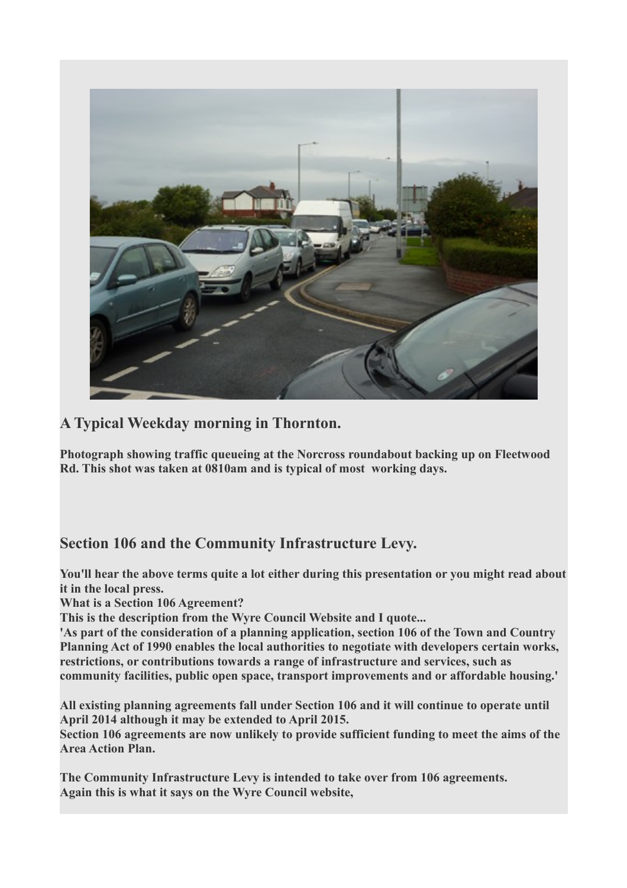## A Typical Weekday morning in Thornton.

**Photograph showing traffic queueing at the Norcross roundabout backing up on Fleetwood Rd. This shot was taken at 0810am and is typical of most working days.**

## Section 106 and the Community Infrastructure Levy.

**You'll hear the above terms quite a lot either during this presentation or you might read about it in the local press.**
**What is a Section 106 Agreement?**
**This is the description from the Wyre Council Website and I quote...**
**'As part of the consideration of a planning application, section 106 of the Town and Country Planning Act of 1990 enables the local authorities to negotiate with developers certain works, restrictions, or contributions towards a range of infrastructure and services, such as community facilities, public open space, transport improvements and or affordable housing.'**

**All existing planning agreements fall under Section 106 and it will continue to operate until April 2014 although it may be extended to April 2015.**
**Section 106 agreements are now unlikely to provide sufficient funding to meet the aims of the Area Action Plan.**

**The Community Infrastructure Levy is intended to take over from 106 agreements.**
**Again this is what it says on the Wyre Council website,**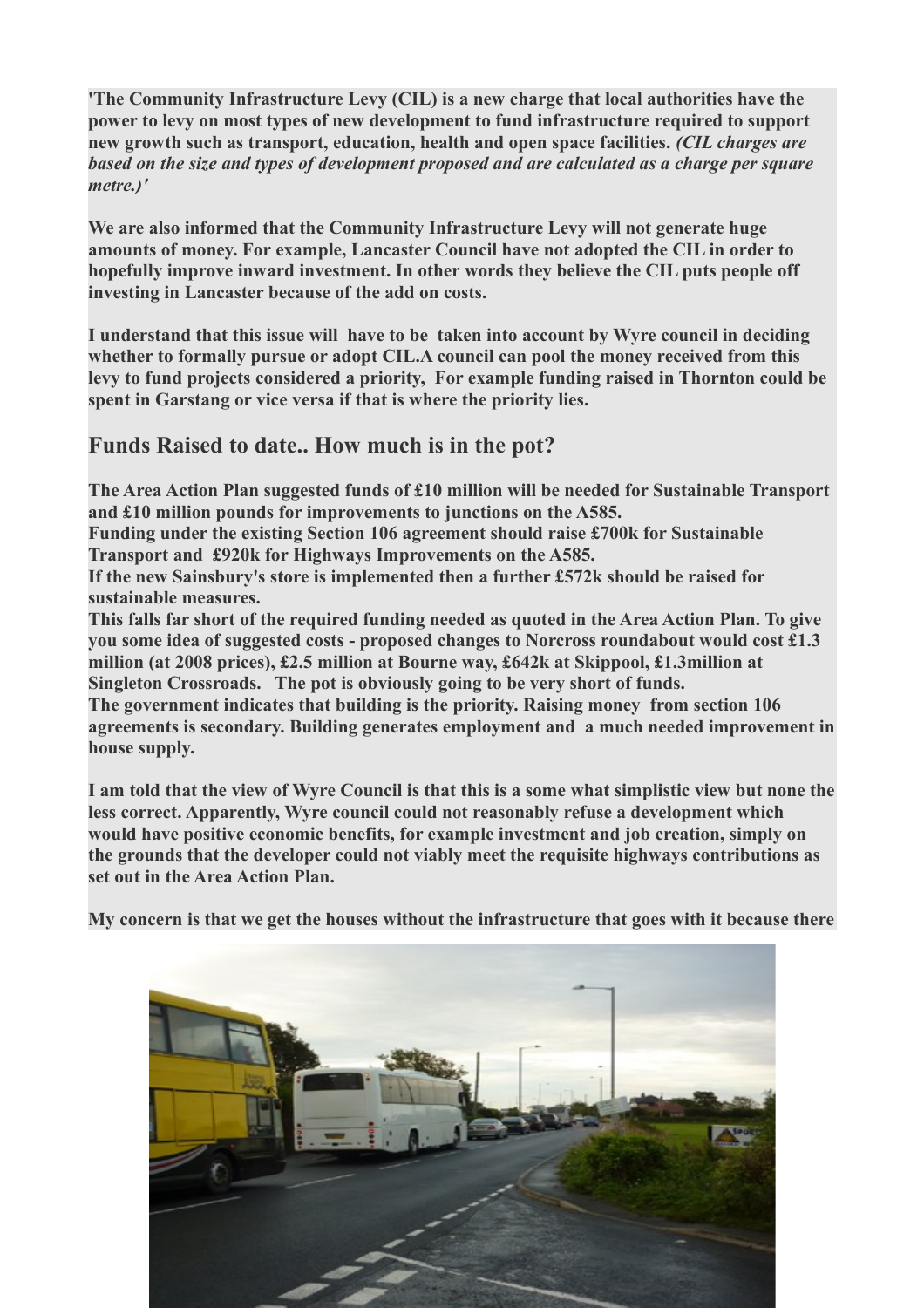**'The Community Infrastructure Levy (CIL) is a new charge that local authorities have the power to levy on most types of new development to fund infrastructure required to support new growth such as transport, education, health and open space facilities.** ***(CIL charges are based on the size and types of development proposed and are calculated as a charge per square metre.)'***

**We are also informed that the Community Infrastructure Levy will not generate huge amounts of money. For example, Lancaster Council have not adopted the CIL in order to hopefully improve inward investment. In other words they believe the CIL puts people off investing in Lancaster because of the add on costs.**

**I understand that this issue will have to be taken into account by Wyre council in deciding whether to formally pursue or adopt CIL.A council can pool the money received from this levy to fund projects considered a priority, For example funding raised in Thornton could be spent in Garstang or vice versa if that is where the priority lies.**

## Funds Raised to date.. How much is in the pot?

**The Area Action Plan suggested funds of £10 million will be needed for Sustainable Transport and £10 million pounds for improvements to junctions on the A585.**
**Funding under the existing Section 106 agreement should raise £700k for Sustainable Transport and £920k for Highways Improvements on the A585.**
**If the new Sainsbury's store is implemented then a further £572k should be raised for sustainable measures.**
**This falls far short of the required funding needed as quoted in the Area Action Plan. To give you some idea of suggested costs - proposed changes to Norcross roundabout would cost £1.3 million (at 2008 prices), £2.5 million at Bourne way, £642k at Skippool, £1.3million at Singleton Crossroads. The pot is obviously going to be very short of funds.**
**The government indicates that building is the priority. Raising money from section 106 agreements is secondary. Building generates employment and a much needed improvement in house supply.**

**I am told that the view of Wyre Council is that this is a some what simplistic view but none the less correct. Apparently, Wyre council could not reasonably refuse a development which would have positive economic benefits, for example investment and job creation, simply on the grounds that the developer could not viably meet the requisite highways contributions as set out in the Area Action Plan.**

**My concern is that we get the houses without the infrastructure that goes with it because there**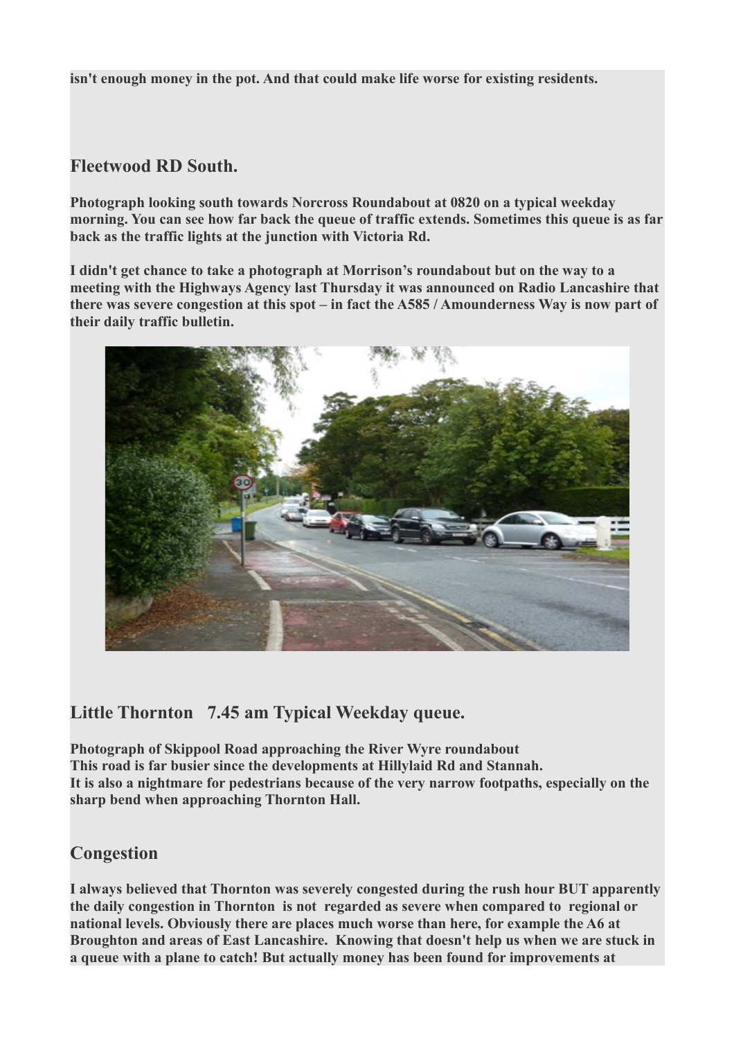**isn't enough money in the pot. And that could make life worse for existing residents.**

## Fleetwood RD South.

**Photograph looking south towards Norcross Roundabout at 0820 on a typical weekday morning. You can see how far back the queue of traffic extends. Sometimes this queue is as far back as the traffic lights at the junction with Victoria Rd.**

**I didn't get chance to take a photograph at Morrison's roundabout but on the way to a meeting with the Highways Agency last Thursday it was announced on Radio Lancashire that there was severe congestion at this spot – in fact the A585 / Amounderness Way is now part of their daily traffic bulletin.**

## Little Thornton 7.45 am Typical Weekday queue.

**Photograph of Skippool Road approaching the River Wyre roundabout**
**This road is far busier since the developments at Hillylaid Rd and Stannah.**
**It is also a nightmare for pedestrians because of the very narrow footpaths, especially on the sharp bend when approaching Thornton Hall.**

## Congestion

**I always believed that Thornton was severely congested during the rush hour BUT apparently the daily congestion in Thornton is not regarded as severe when compared to regional or national levels. Obviously there are places much worse than here, for example the A6 at Broughton and areas of East Lancashire. Knowing that doesn't help us when we are stuck in a queue with a plane to catch! But actually money has been found for improvements at**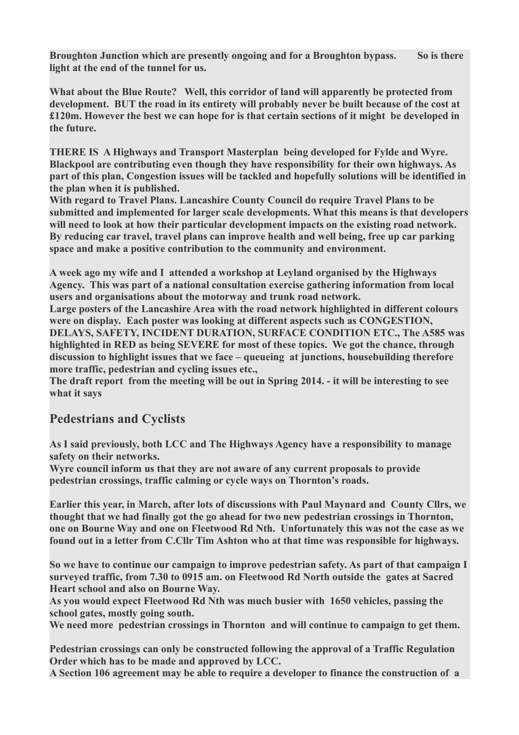**Broughton Junction which are presently ongoing and for a Broughton bypass. So is there light at the end of the tunnel for us.**

**What about the Blue Route? Well, this corridor of land will apparently be protected from development. BUT the road in its entirety will probably never be built because of the cost at £120m. However the best we can hope for is that certain sections of it might be developed in the future.**

**THERE IS A Highways and Transport Masterplan being developed for Fylde and Wyre. Blackpool are contributing even though they have responsibility for their own highways. As part of this plan, Congestion issues will be tackled and hopefully solutions will be identified in the plan when it is published.**
**With regard to Travel Plans. Lancashire County Council do require Travel Plans to be submitted and implemented for larger scale developments. What this means is that developers will need to look at how their particular development impacts on the existing road network. By reducing car travel, travel plans can improve health and well being, free up car parking space and make a positive contribution to the community and environment.**

**A week ago my wife and I attended a workshop at Leyland organised by the Highways Agency. This was part of a national consultation exercise gathering information from local users and organisations about the motorway and trunk road network.**
**Large posters of the Lancashire Area with the road network highlighted in different colours were on display. Each poster was looking at different aspects such as CONGESTION, DELAYS, SAFETY, INCIDENT DURATION, SURFACE CONDITION ETC., The A585 was highlighted in RED as being SEVERE for most of these topics. We got the chance, through discussion to highlight issues that we face – queueing at junctions, housebuilding therefore more traffic, pedestrian and cycling issues etc.,**
**The draft report from the meeting will be out in Spring 2014. - it will be interesting to see what it says**

## Pedestrians and Cyclists

**As I said previously, both LCC and The Highways Agency have a responsibility to manage safety on their networks.**
**Wyre council inform us that they are not aware of any current proposals to provide pedestrian crossings, traffic calming or cycle ways on Thornton's roads.**

**Earlier this year, in March, after lots of discussions with Paul Maynard and County Cllrs, we thought that we had finally got the go ahead for two new pedestrian crossings in Thornton, one on Bourne Way and one on Fleetwood Rd Nth. Unfortunately this was not the case as we found out in a letter from C.Cllr Tim Ashton who at that time was responsible for highways.**

**So we have to continue our campaign to improve pedestrian safety. As part of that campaign I surveyed traffic, from 7.30 to 0915 am. on Fleetwood Rd North outside the gates at Sacred Heart school and also on Bourne Way.**
**As you would expect Fleetwood Rd Nth was much busier with 1650 vehicles, passing the school gates, mostly going south.**
**We need more pedestrian crossings in Thornton and will continue to campaign to get them.**

**Pedestrian crossings can only be constructed following the approval of a Traffic Regulation Order which has to be made and approved by LCC.**
**A Section 106 agreement may be able to require a developer to finance the construction of a**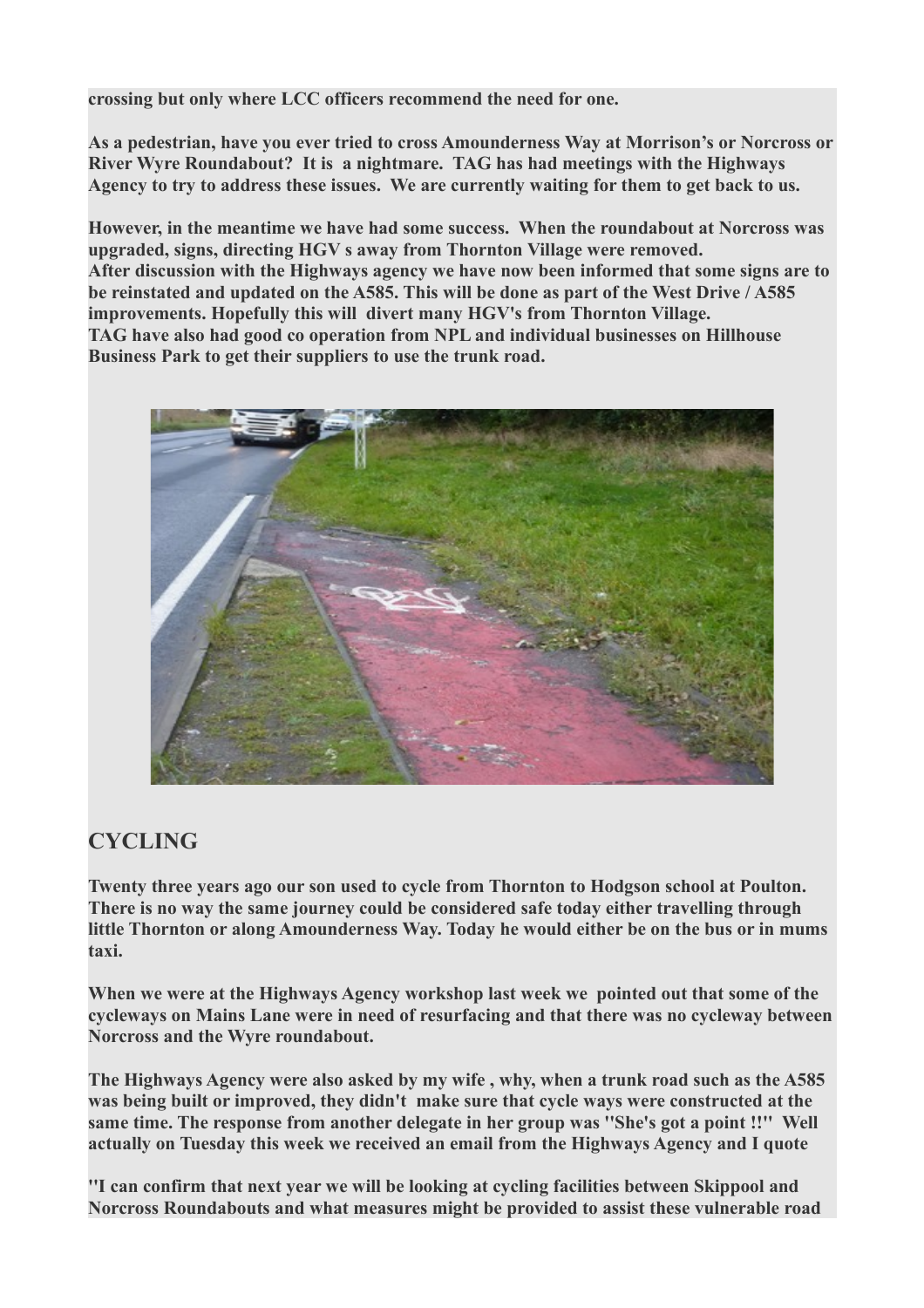**crossing but only where LCC officers recommend the need for one.**

**As a pedestrian, have you ever tried to cross Amounderness Way at Morrison's or Norcross or River Wyre Roundabout? It is a nightmare. TAG has had meetings with the Highways Agency to try to address these issues. We are currently waiting for them to get back to us.**

**However, in the meantime we have had some success. When the roundabout at Norcross was upgraded, signs, directing HGV s away from Thornton Village were removed.**
**After discussion with the Highways agency we have now been informed that some signs are to be reinstated and updated on the A585. This will be done as part of the West Drive / A585 improvements. Hopefully this will divert many HGV's from Thornton Village.**
**TAG have also had good co operation from NPL and individual businesses on Hillhouse Business Park to get their suppliers to use the trunk road.**

## CYCLING

**Twenty three years ago our son used to cycle from Thornton to Hodgson school at Poulton. There is no way the same journey could be considered safe today either travelling through little Thornton or along Amounderness Way. Today he would either be on the bus or in mums taxi.**

**When we were at the Highways Agency workshop last week we pointed out that some of the cycleways on Mains Lane were in need of resurfacing and that there was no cycleway between Norcross and the Wyre roundabout.**

**The Highways Agency were also asked by my wife , why, when a trunk road such as the A585 was being built or improved, they didn't make sure that cycle ways were constructed at the same time. The response from another delegate in her group was "She's got a point !!" Well actually on Tuesday this week we received an email from the Highways Agency and I quote**

**"I can confirm that next year we will be looking at cycling facilities between Skippool and Norcross Roundabouts and what measures might be provided to assist these vulnerable road**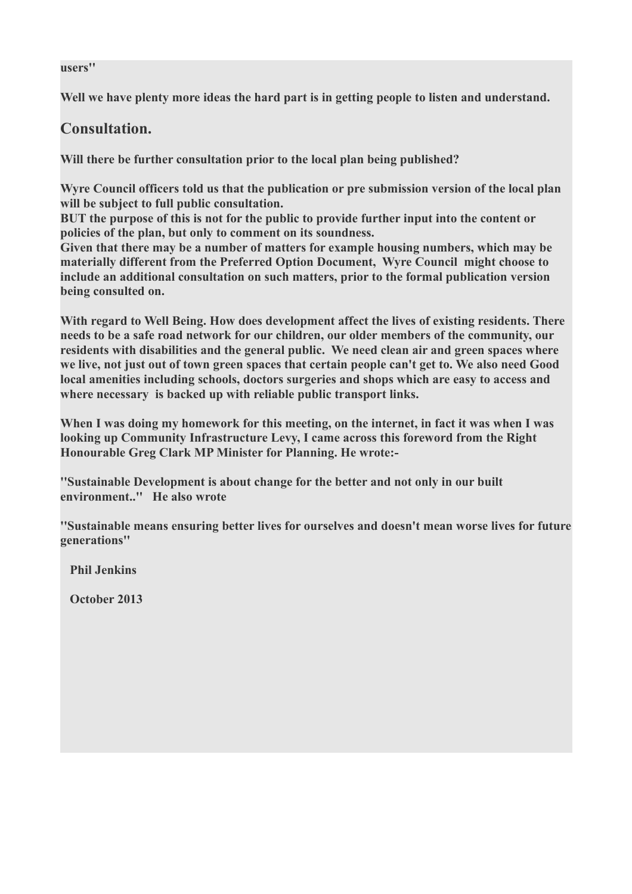**users''**

**Well we have plenty more ideas the hard part is in getting people to listen and understand.**

## Consultation.

**Will there be further consultation prior to the local plan being published?**

**Wyre Council officers told us that the publication or pre submission version of the local plan will be subject to full public consultation.**
**BUT the purpose of this is not for the public to provide further input into the content or policies of the plan, but only to comment on its soundness.**
**Given that there may be a number of matters for example housing numbers, which may be materially different from the Preferred Option Document, Wyre Council might choose to include an additional consultation on such matters, prior to the formal publication version being consulted on.**

**With regard to Well Being. How does development affect the lives of existing residents. There needs to be a safe road network for our children, our older members of the community, our residents with disabilities and the general public. We need clean air and green spaces where we live, not just out of town green spaces that certain people can't get to. We also need Good local amenities including schools, doctors surgeries and shops which are easy to access and where necessary is backed up with reliable public transport links.**

**When I was doing my homework for this meeting, on the internet, in fact it was when I was looking up Community Infrastructure Levy, I came across this foreword from the Right Honourable Greg Clark MP Minister for Planning. He wrote:-**

**''Sustainable Development is about change for the better and not only in our built environment..'' He also wrote**

**''Sustainable means ensuring better lives for ourselves and doesn't mean worse lives for future generations''**

**Phil Jenkins**

**October 2013**